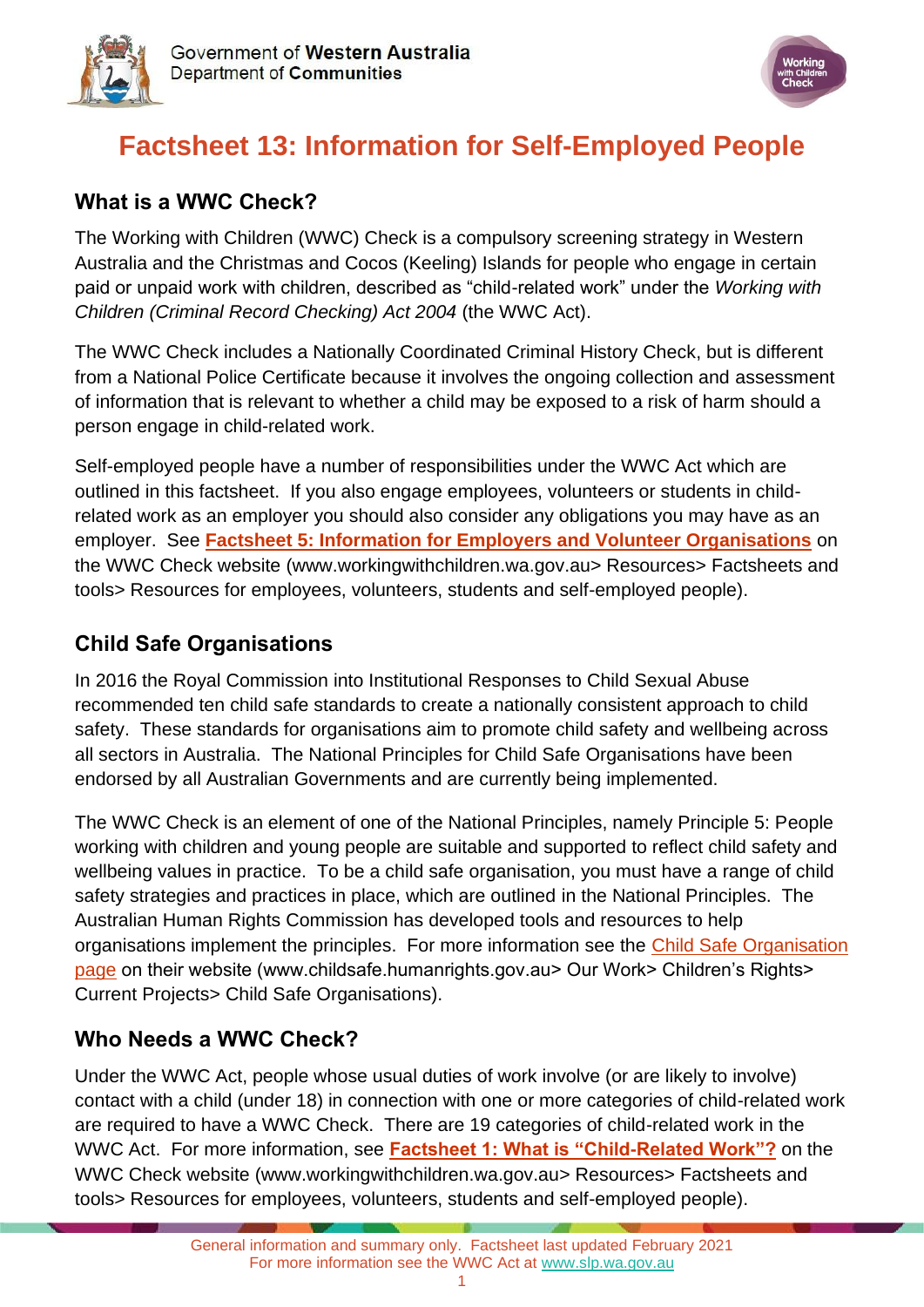Government of **Western Australia**
Department of **Communities**

# Factsheet 13: Information for Self-Employed People

## What is a WWC Check?

The Working with Children (WWC) Check is a compulsory screening strategy in Western Australia and the Christmas and Cocos (Keeling) Islands for people who engage in certain paid or unpaid work with children, described as "child-related work" under the *Working with Children (Criminal Record Checking) Act 2004* (the WWC Act).

The WWC Check includes a Nationally Coordinated Criminal History Check, but is different from a National Police Certificate because it involves the ongoing collection and assessment of information that is relevant to whether a child may be exposed to a risk of harm should a person engage in child-related work.

Self-employed people have a number of responsibilities under the WWC Act which are outlined in this factsheet. If you also engage employees, volunteers or students in child-related work as an employer you should also consider any obligations you may have as an employer. See **Factsheet 5: Information for Employers and Volunteer Organisations** on the WWC Check website (www.workingwithchildren.wa.gov.au> Resources> Factsheets and tools> Resources for employees, volunteers, students and self-employed people).

## Child Safe Organisations

In 2016 the Royal Commission into Institutional Responses to Child Sexual Abuse recommended ten child safe standards to create a nationally consistent approach to child safety. These standards for organisations aim to promote child safety and wellbeing across all sectors in Australia. The National Principles for Child Safe Organisations have been endorsed by all Australian Governments and are currently being implemented.

The WWC Check is an element of one of the National Principles, namely Principle 5: People working with children and young people are suitable and supported to reflect child safety and wellbeing values in practice. To be a child safe organisation, you must have a range of child safety strategies and practices in place, which are outlined in the National Principles. The Australian Human Rights Commission has developed tools and resources to help organisations implement the principles. For more information see the Child Safe Organisation page on their website (www.childsafe.humanrights.gov.au> Our Work> Children's Rights> Current Projects> Child Safe Organisations).

## Who Needs a WWC Check?

Under the WWC Act, people whose usual duties of work involve (or are likely to involve) contact with a child (under 18) in connection with one or more categories of child-related work are required to have a WWC Check. There are 19 categories of child-related work in the WWC Act. For more information, see **Factsheet 1: What is "Child-Related Work"?** on the WWC Check website (www.workingwithchildren.wa.gov.au> Resources> Factsheets and tools> Resources for employees, volunteers, students and self-employed people).

General information and summary only. Factsheet last updated February 2021
For more information see the WWC Act at www.slp.wa.gov.au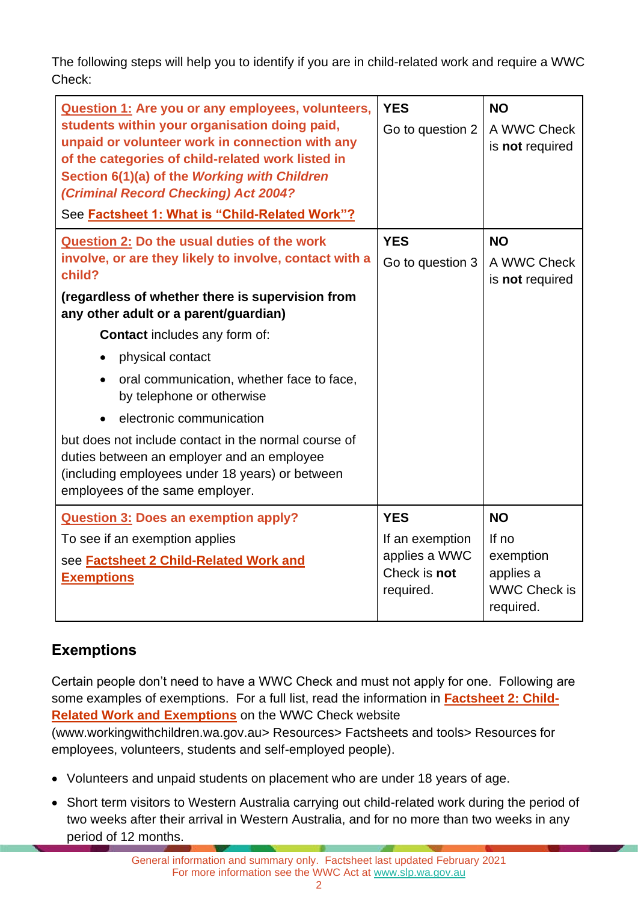The following steps will help you to identify if you are in child-related work and require a WWC Check:

| | YES | NO |
|---|---|---|
| **Question 1: Are you or any employees, volunteers, students within your organisation doing paid, unpaid or volunteer work in connection with any of the categories of child-related work listed in Section 6(1)(a) of the *Working with Children (Criminal Record Checking) Act 2004?*** <br><br> See **Factsheet 1: What is "Child-Related Work"?** | **YES** <br><br> Go to question 2 | **NO** <br><br> A WWC Check is **not** required |
| **Question 2: Do the usual duties of the work involve, or are they likely to involve, contact with a child?** <br><br> **(regardless of whether there is supervision from any other adult or a parent/guardian)** <br><br> **Contact** includes any form of: <br> • physical contact <br> • oral communication, whether face to face, by telephone or otherwise <br> • electronic communication <br><br> but does not include contact in the normal course of duties between an employer and an employee (including employees under 18 years) or between employees of the same employer. | **YES** <br><br> Go to question 3 | **NO** <br><br> A WWC Check is **not** required |
| **Question 3: Does an exemption apply?** <br><br> To see if an exemption applies <br><br> see **Factsheet 2 Child-Related Work and Exemptions** | **YES** <br><br> If an exemption applies a WWC Check is **not** required. | **NO** <br><br> If no exemption applies a WWC Check is required. |

## Exemptions

Certain people don't need to have a WWC Check and must not apply for one. Following are some examples of exemptions. For a full list, read the information in **Factsheet 2: Child-Related Work and Exemptions** on the WWC Check website (www.workingwithchildren.wa.gov.au> Resources> Factsheets and tools> Resources for employees, volunteers, students and self-employed people).

- Volunteers and unpaid students on placement who are under 18 years of age.
- Short term visitors to Western Australia carrying out child-related work during the period of two weeks after their arrival in Western Australia, and for no more than two weeks in any period of 12 months.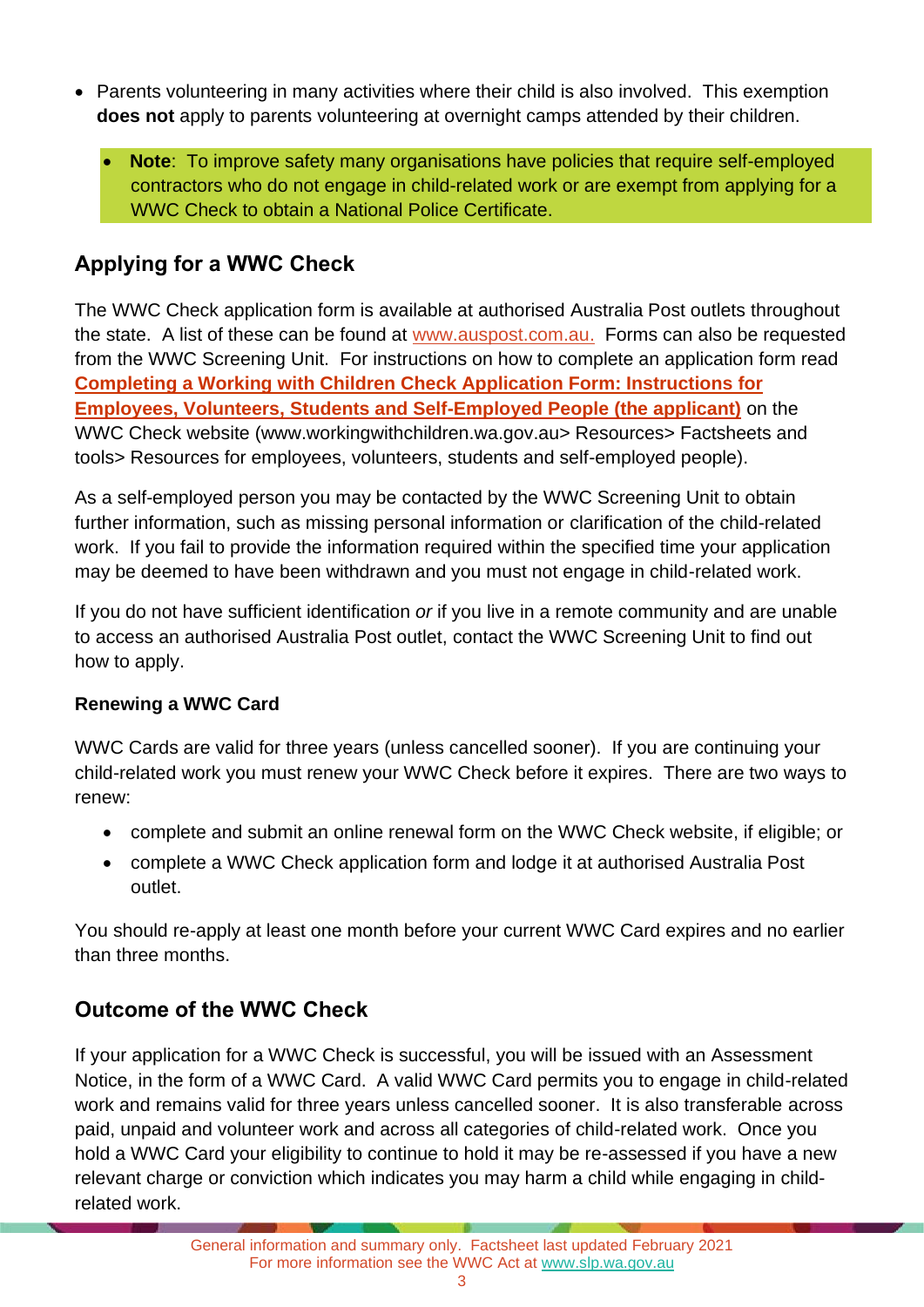- Parents volunteering in many activities where their child is also involved. This exemption **does not** apply to parents volunteering at overnight camps attended by their children.

- **Note**: To improve safety many organisations have policies that require self-employed contractors who do not engage in child-related work or are exempt from applying for a WWC Check to obtain a National Police Certificate.

## Applying for a WWC Check

The WWC Check application form is available at authorised Australia Post outlets throughout the state. A list of these can be found at [www.auspost.com.au.](www.auspost.com.au) Forms can also be requested from the WWC Screening Unit. For instructions on how to complete an application form read **Completing a Working with Children Check Application Form: Instructions for Employees, Volunteers, Students and Self-Employed People (the applicant)** on the WWC Check website (www.workingwithchildren.wa.gov.au> Resources> Factsheets and tools> Resources for employees, volunteers, students and self-employed people).

As a self-employed person you may be contacted by the WWC Screening Unit to obtain further information, such as missing personal information or clarification of the child-related work. If you fail to provide the information required within the specified time your application may be deemed to have been withdrawn and you must not engage in child-related work.

If you do not have sufficient identification *or* if you live in a remote community and are unable to access an authorised Australia Post outlet, contact the WWC Screening Unit to find out how to apply.

### Renewing a WWC Card

WWC Cards are valid for three years (unless cancelled sooner). If you are continuing your child-related work you must renew your WWC Check before it expires. There are two ways to renew:

- complete and submit an online renewal form on the WWC Check website, if eligible; or
- complete a WWC Check application form and lodge it at authorised Australia Post outlet.

You should re-apply at least one month before your current WWC Card expires and no earlier than three months.

## Outcome of the WWC Check

If your application for a WWC Check is successful, you will be issued with an Assessment Notice, in the form of a WWC Card. A valid WWC Card permits you to engage in child-related work and remains valid for three years unless cancelled sooner. It is also transferable across paid, unpaid and volunteer work and across all categories of child-related work. Once you hold a WWC Card your eligibility to continue to hold it may be re-assessed if you have a new relevant charge or conviction which indicates you may harm a child while engaging in child-related work.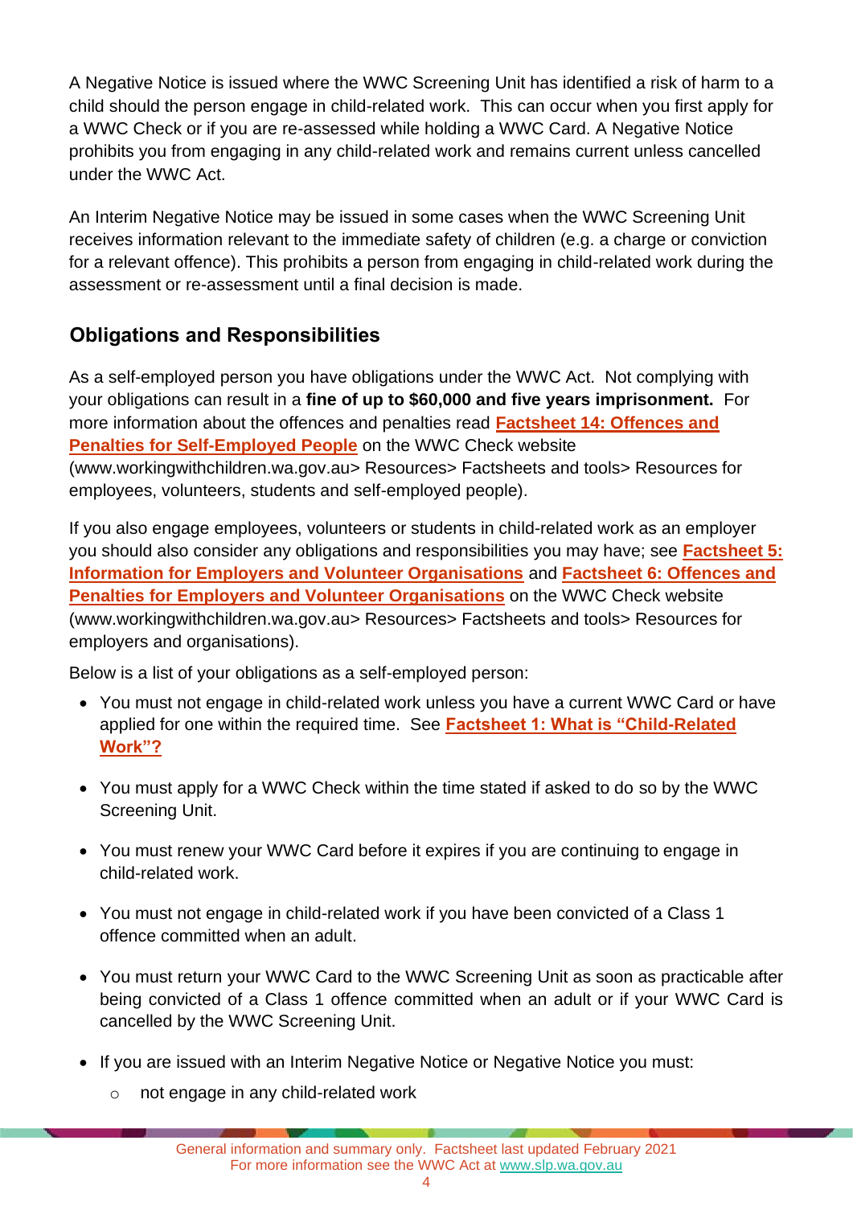A Negative Notice is issued where the WWC Screening Unit has identified a risk of harm to a child should the person engage in child-related work. This can occur when you first apply for a WWC Check or if you are re-assessed while holding a WWC Card. A Negative Notice prohibits you from engaging in any child-related work and remains current unless cancelled under the WWC Act.

An Interim Negative Notice may be issued in some cases when the WWC Screening Unit receives information relevant to the immediate safety of children (e.g. a charge or conviction for a relevant offence). This prohibits a person from engaging in child-related work during the assessment or re-assessment until a final decision is made.

## Obligations and Responsibilities

As a self-employed person you have obligations under the WWC Act. Not complying with your obligations can result in a **fine of up to $60,000 and five years imprisonment.** For more information about the offences and penalties read **Factsheet 14: Offences and Penalties for Self-Employed People** on the WWC Check website (www.workingwithchildren.wa.gov.au> Resources> Factsheets and tools> Resources for employees, volunteers, students and self-employed people).

If you also engage employees, volunteers or students in child-related work as an employer you should also consider any obligations and responsibilities you may have; see **Factsheet 5: Information for Employers and Volunteer Organisations** and **Factsheet 6: Offences and Penalties for Employers and Volunteer Organisations** on the WWC Check website (www.workingwithchildren.wa.gov.au> Resources> Factsheets and tools> Resources for employers and organisations).

Below is a list of your obligations as a self-employed person:

- You must not engage in child-related work unless you have a current WWC Card or have applied for one within the required time. See **Factsheet 1: What is "Child-Related Work"?**
- You must apply for a WWC Check within the time stated if asked to do so by the WWC Screening Unit.
- You must renew your WWC Card before it expires if you are continuing to engage in child-related work.
- You must not engage in child-related work if you have been convicted of a Class 1 offence committed when an adult.
- You must return your WWC Card to the WWC Screening Unit as soon as practicable after being convicted of a Class 1 offence committed when an adult or if your WWC Card is cancelled by the WWC Screening Unit.
- If you are issued with an Interim Negative Notice or Negative Notice you must:
  - not engage in any child-related work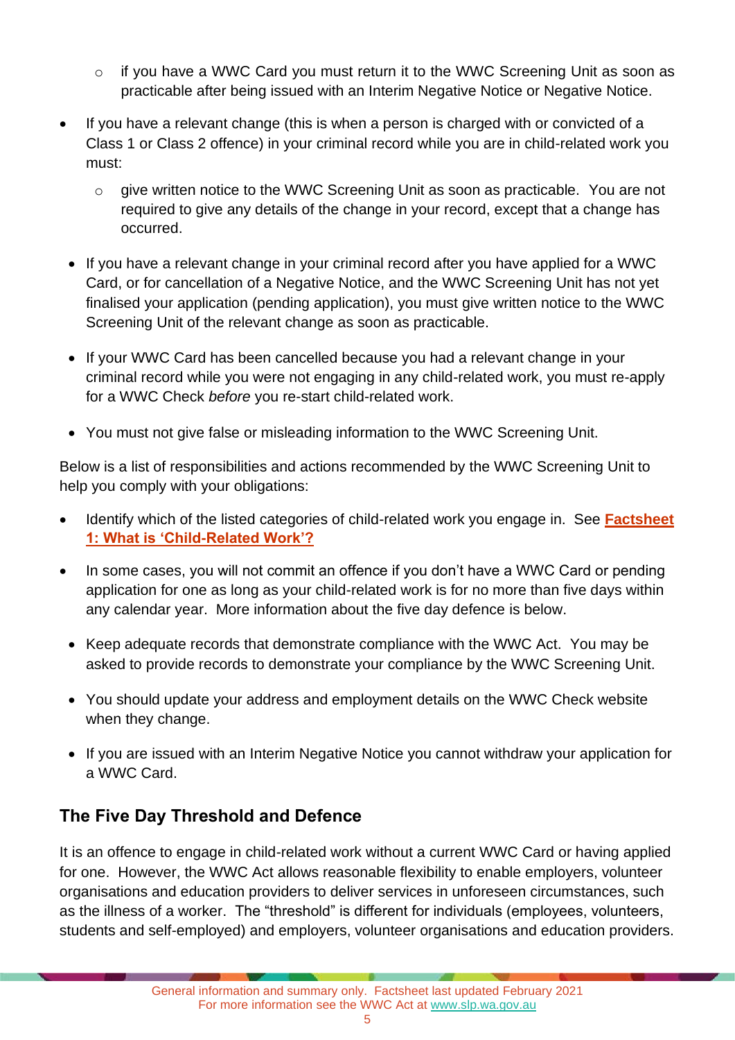- if you have a WWC Card you must return it to the WWC Screening Unit as soon as practicable after being issued with an Interim Negative Notice or Negative Notice.

- If you have a relevant change (this is when a person is charged with or convicted of a Class 1 or Class 2 offence) in your criminal record while you are in child-related work you must:
  - give written notice to the WWC Screening Unit as soon as practicable. You are not required to give any details of the change in your record, except that a change has occurred.

- If you have a relevant change in your criminal record after you have applied for a WWC Card, or for cancellation of a Negative Notice, and the WWC Screening Unit has not yet finalised your application (pending application), you must give written notice to the WWC Screening Unit of the relevant change as soon as practicable.

- If your WWC Card has been cancelled because you had a relevant change in your criminal record while you were not engaging in any child-related work, you must re-apply for a WWC Check *before* you re-start child-related work.

- You must not give false or misleading information to the WWC Screening Unit.

Below is a list of responsibilities and actions recommended by the WWC Screening Unit to help you comply with your obligations:

- Identify which of the listed categories of child-related work you engage in. See **Factsheet 1: What is 'Child-Related Work'?**

- In some cases, you will not commit an offence if you don't have a WWC Card or pending application for one as long as your child-related work is for no more than five days within any calendar year. More information about the five day defence is below.

- Keep adequate records that demonstrate compliance with the WWC Act. You may be asked to provide records to demonstrate your compliance by the WWC Screening Unit.

- You should update your address and employment details on the WWC Check website when they change.

- If you are issued with an Interim Negative Notice you cannot withdraw your application for a WWC Card.

## The Five Day Threshold and Defence

It is an offence to engage in child-related work without a current WWC Card or having applied for one. However, the WWC Act allows reasonable flexibility to enable employers, volunteer organisations and education providers to deliver services in unforeseen circumstances, such as the illness of a worker. The "threshold" is different for individuals (employees, volunteers, students and self-employed) and employers, volunteer organisations and education providers.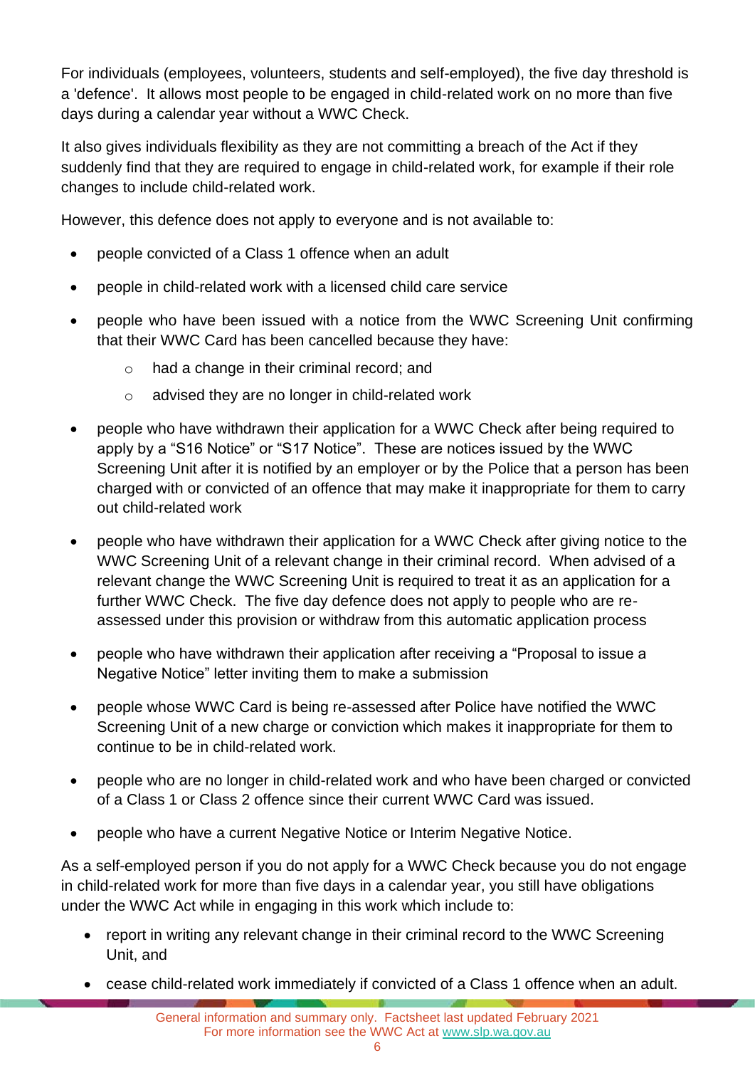For individuals (employees, volunteers, students and self-employed), the five day threshold is a 'defence'. It allows most people to be engaged in child-related work on no more than five days during a calendar year without a WWC Check.

It also gives individuals flexibility as they are not committing a breach of the Act if they suddenly find that they are required to engage in child-related work, for example if their role changes to include child-related work.

However, this defence does not apply to everyone and is not available to:

- people convicted of a Class 1 offence when an adult
- people in child-related work with a licensed child care service
- people who have been issued with a notice from the WWC Screening Unit confirming that their WWC Card has been cancelled because they have:
  - had a change in their criminal record; and
  - advised they are no longer in child-related work
- people who have withdrawn their application for a WWC Check after being required to apply by a "S16 Notice" or "S17 Notice". These are notices issued by the WWC Screening Unit after it is notified by an employer or by the Police that a person has been charged with or convicted of an offence that may make it inappropriate for them to carry out child-related work
- people who have withdrawn their application for a WWC Check after giving notice to the WWC Screening Unit of a relevant change in their criminal record. When advised of a relevant change the WWC Screening Unit is required to treat it as an application for a further WWC Check. The five day defence does not apply to people who are re-assessed under this provision or withdraw from this automatic application process
- people who have withdrawn their application after receiving a "Proposal to issue a Negative Notice" letter inviting them to make a submission
- people whose WWC Card is being re-assessed after Police have notified the WWC Screening Unit of a new charge or conviction which makes it inappropriate for them to continue to be in child-related work.
- people who are no longer in child-related work and who have been charged or convicted of a Class 1 or Class 2 offence since their current WWC Card was issued.
- people who have a current Negative Notice or Interim Negative Notice.

As a self-employed person if you do not apply for a WWC Check because you do not engage in child-related work for more than five days in a calendar year, you still have obligations under the WWC Act while in engaging in this work which include to:

- report in writing any relevant change in their criminal record to the WWC Screening Unit, and
- cease child-related work immediately if convicted of a Class 1 offence when an adult.

General information and summary only. Factsheet last updated February 2021
For more information see the WWC Act at [www.slp.wa.gov.au](www.slp.wa.gov.au)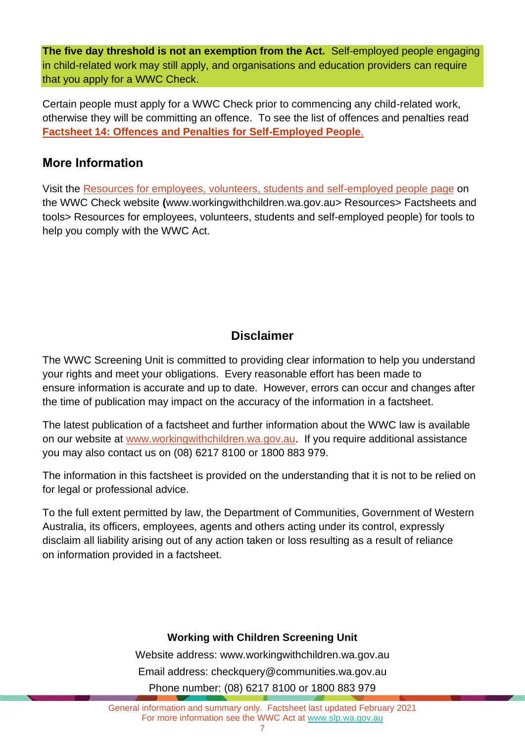**The five day threshold is not an exemption from the Act.** Self-employed people engaging in child-related work may still apply, and organisations and education providers can require that you apply for a WWC Check.

Certain people must apply for a WWC Check prior to commencing any child-related work, otherwise they will be committing an offence. To see the list of offences and penalties read **Factsheet 14: Offences and Penalties for Self-Employed People**.

## More Information

Visit the Resources for employees, volunteers, students and self-employed people page on the WWC Check website **(**www.workingwithchildren.wa.gov.au> Resources> Factsheets and tools> Resources for employees, volunteers, students and self-employed people) for tools to help you comply with the WWC Act.

## Disclaimer

The WWC Screening Unit is committed to providing clear information to help you understand your rights and meet your obligations. Every reasonable effort has been made to ensure information is accurate and up to date. However, errors can occur and changes after the time of publication may impact on the accuracy of the information in a factsheet.

The latest publication of a factsheet and further information about the WWC law is available on our website at www.workingwithchildren.wa.gov.au. If you require additional assistance you may also contact us on (08) 6217 8100 or 1800 883 979.

The information in this factsheet is provided on the understanding that it is not to be relied on for legal or professional advice.

To the full extent permitted by law, the Department of Communities, Government of Western Australia, its officers, employees, agents and others acting under its control, expressly disclaim all liability arising out of any action taken or loss resulting as a result of reliance on information provided in a factsheet.

**Working with Children Screening Unit**

Website address: www.workingwithchildren.wa.gov.au

Email address: checkquery@communities.wa.gov.au

Phone number: (08) 6217 8100 or 1800 883 979